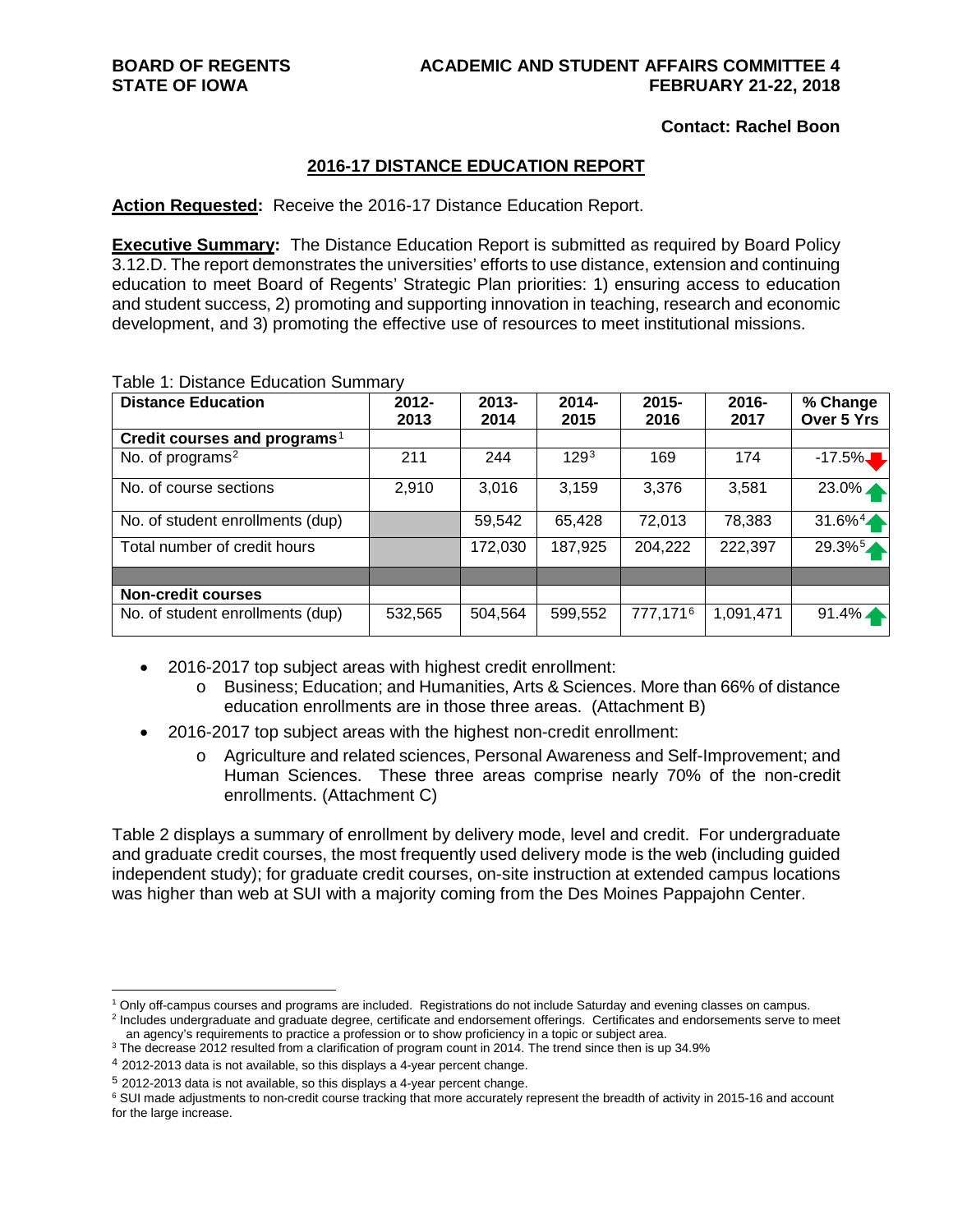BOARD OF REGENTS
STATE OF IOWA

ACADEMIC AND STUDENT AFFAIRS COMMITTEE 4
FEBRUARY 21-22, 2018

**Contact: Rachel Boon**

## 2016-17 DISTANCE EDUCATION REPORT

**Action Requested:** Receive the 2016-17 Distance Education Report.

**Executive Summary:** The Distance Education Report is submitted as required by Board Policy 3.12.D. The report demonstrates the universities' efforts to use distance, extension and continuing education to meet Board of Regents' Strategic Plan priorities: 1) ensuring access to education and student success, 2) promoting and supporting innovation in teaching, research and economic development, and 3) promoting the effective use of resources to meet institutional missions.

Table 1: Distance Education Summary

| Distance Education | 2012-2013 | 2013-2014 | 2014-2015 | 2015-2016 | 2016-2017 | % Change Over 5 Yrs |
|---|---|---|---|---|---|---|
| **Credit courses and programs**[1] | | | | | | |
| No. of programs[2] | 211 | 244 | 129[3] | 169 | 174 | -17.5% ↓ |
| No. of course sections | 2,910 | 3,016 | 3,159 | 3,376 | 3,581 | 23.0% ↑ |
| No. of student enrollments (dup) | | 59,542 | 65,428 | 72,013 | 78,383 | 31.6%[4] ↑ |
| Total number of credit hours | | 172,030 | 187,925 | 204,222 | 222,397 | 29.3%[5] ↑ |
| | | | | | | |
| **Non-credit courses** | | | | | | |
| No. of student enrollments (dup) | 532,565 | 504,564 | 599,552 | 777,171[6] | 1,091,471 | 91.4% ↑ |

- 2016-2017 top subject areas with highest credit enrollment:
  - Business; Education; and Humanities, Arts & Sciences. More than 66% of distance education enrollments are in those three areas. (Attachment B)
- 2016-2017 top subject areas with the highest non-credit enrollment:
  - Agriculture and related sciences, Personal Awareness and Self-Improvement; and Human Sciences. These three areas comprise nearly 70% of the non-credit enrollments. (Attachment C)

Table 2 displays a summary of enrollment by delivery mode, level and credit. For undergraduate and graduate credit courses, the most frequently used delivery mode is the web (including guided independent study); for graduate credit courses, on-site instruction at extended campus locations was higher than web at SUI with a majority coming from the Des Moines Pappajohn Center.

---

[1] Only off-campus courses and programs are included. Registrations do not include Saturday and evening classes on campus.

[2] Includes undergraduate and graduate degree, certificate and endorsement offerings. Certificates and endorsements serve to meet an agency's requirements to practice a profession or to show proficiency in a topic or subject area.

[3] The decrease 2012 resulted from a clarification of program count in 2014. The trend since then is up 34.9%

[4] 2012-2013 data is not available, so this displays a 4-year percent change.

[5] 2012-2013 data is not available, so this displays a 4-year percent change.

[6] SUI made adjustments to non-credit course tracking that more accurately represent the breadth of activity in 2015-16 and account for the large increase.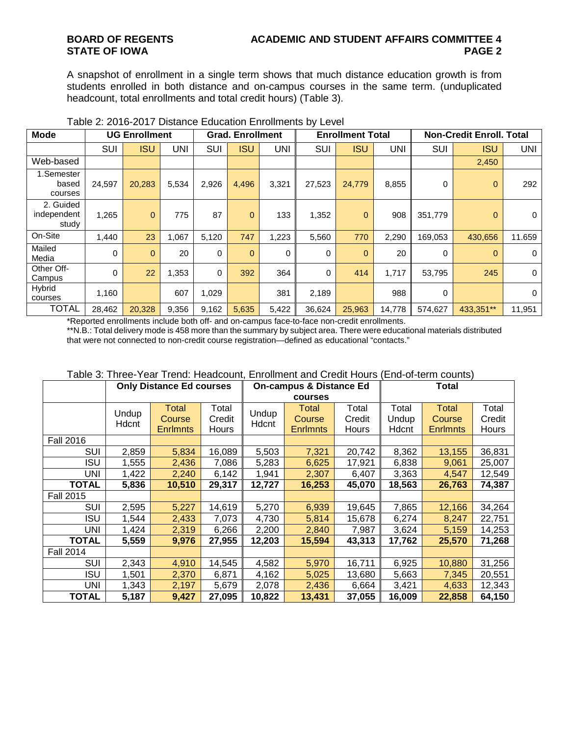A snapshot of enrollment in a single term shows that much distance education growth is from students enrolled in both distance and on-campus courses in the same term. (unduplicated headcount, total enrollments and total credit hours) (Table 3).

Table 2: 2016-2017 Distance Education Enrollments by Level

| Mode | UG Enrollment | | | Grad. Enrollment | | | Enrollment Total | | | Non-Credit Enroll. Total | | |
|---|---|---|---|---|---|---|---|---|---|---|---|---|
| | SUI | ISU | UNI | SUI | ISU | UNI | SUI | ISU | UNI | SUI | ISU | UNI |
| Web-based | | | | | | | | | | | 2,450 | |
| 1.Semester based courses | 24,597 | 20,283 | 5,534 | 2,926 | 4,496 | 3,321 | 27,523 | 24,779 | 8,855 | 0 | 0 | 292 |
| 2. Guided independent study | 1,265 | 0 | 775 | 87 | 0 | 133 | 1,352 | 0 | 908 | 351,779 | 0 | 0 |
| On-Site | 1,440 | 23 | 1,067 | 5,120 | 747 | 1,223 | 5,560 | 770 | 2,290 | 169,053 | 430,656 | 11.659 |
| Mailed Media | 0 | 0 | 20 | 0 | 0 | 0 | 0 | 0 | 20 | 0 | 0 | 0 |
| Other Off-Campus | 0 | 22 | 1,353 | 0 | 392 | 364 | 0 | 414 | 1,717 | 53,795 | 245 | 0 |
| Hybrid courses | 1,160 | | 607 | 1,029 | | 381 | 2,189 | | 988 | 0 | | 0 |
| TOTAL | 28,462 | 20,328 | 9,356 | 9,162 | 5,635 | 5,422 | 36,624 | 25,963 | 14,778 | 574,627 | 433,351** | 11,951 |

*Reported enrollments include both off- and on-campus face-to-face non-credit enrollments.

**N.B.: Total delivery mode is 458 more than the summary by subject area. There were educational materials distributed that were not connected to non-credit course registration—defined as educational "contacts."

Table 3: Three-Year Trend: Headcount, Enrollment and Credit Hours (End-of-term counts)

| | Only Distance Ed courses | | | On-campus & Distance Ed courses | | | Total | | |
|---|---|---|---|---|---|---|---|---|---|
| | Undup Hdcnt | Total Course Enrlmnts | Total Credit Hours | Undup Hdcnt | Total Course Enrlmnts | Total Credit Hours | Total Undup Hdcnt | Total Course Enrlmnts | Total Credit Hours |
| Fall 2016 | | | | | | | | | |
| SUI | 2,859 | 5,834 | 16,089 | 5,503 | 7,321 | 20,742 | 8,362 | 13,155 | 36,831 |
| ISU | 1,555 | 2,436 | 7,086 | 5,283 | 6,625 | 17,921 | 6,838 | 9,061 | 25,007 |
| UNI | 1,422 | 2,240 | 6,142 | 1,941 | 2,307 | 6,407 | 3,363 | 4,547 | 12,549 |
| **TOTAL** | **5,836** | **10,510** | **29,317** | **12,727** | **16,253** | **45,070** | **18,563** | **26,763** | **74,387** |
| Fall 2015 | | | | | | | | | |
| SUI | 2,595 | 5,227 | 14,619 | 5,270 | 6,939 | 19,645 | 7,865 | 12,166 | 34,264 |
| ISU | 1,544 | 2,433 | 7,073 | 4,730 | 5,814 | 15,678 | 6,274 | 8,247 | 22,751 |
| UNI | 1,424 | 2,319 | 6,266 | 2,200 | 2,840 | 7,987 | 3,624 | 5,159 | 14,253 |
| **TOTAL** | **5,559** | **9,976** | **27,955** | **12,203** | **15,594** | **43,313** | **17,762** | **25,570** | **71,268** |
| Fall 2014 | | | | | | | | | |
| SUI | 2,343 | 4,910 | 14,545 | 4,582 | 5,970 | 16,711 | 6,925 | 10,880 | 31,256 |
| ISU | 1,501 | 2,370 | 6,871 | 4,162 | 5,025 | 13,680 | 5,663 | 7,345 | 20,551 |
| UNI | 1,343 | 2,197 | 5,679 | 2,078 | 2,436 | 6,664 | 3,421 | 4,633 | 12,343 |
| **TOTAL** | **5,187** | **9,427** | **27,095** | **10,822** | **13,431** | **37,055** | **16,009** | **22,858** | **64,150** |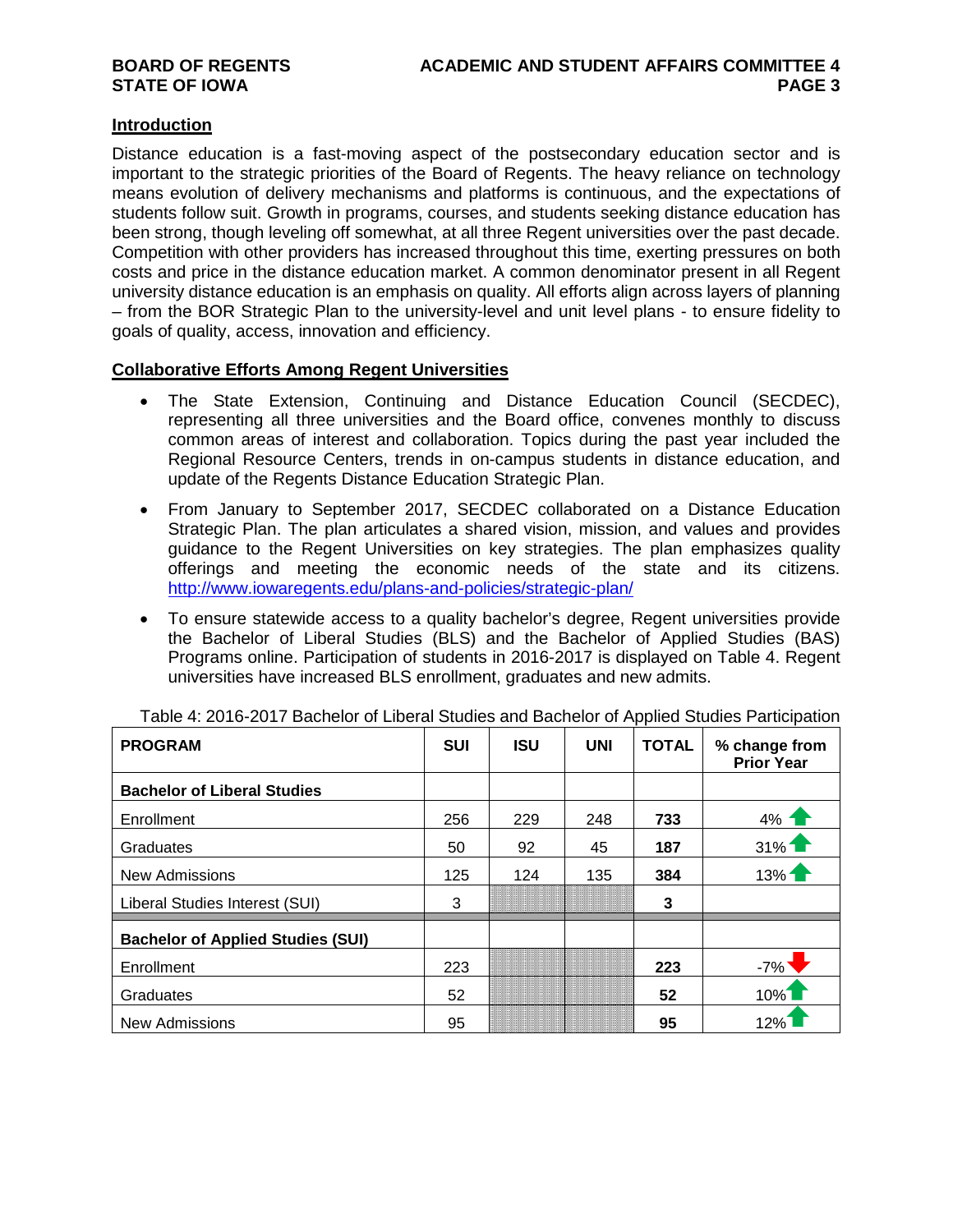## Introduction

Distance education is a fast-moving aspect of the postsecondary education sector and is important to the strategic priorities of the Board of Regents. The heavy reliance on technology means evolution of delivery mechanisms and platforms is continuous, and the expectations of students follow suit. Growth in programs, courses, and students seeking distance education has been strong, though leveling off somewhat, at all three Regent universities over the past decade. Competition with other providers has increased throughout this time, exerting pressures on both costs and price in the distance education market. A common denominator present in all Regent university distance education is an emphasis on quality. All efforts align across layers of planning – from the BOR Strategic Plan to the university-level and unit level plans - to ensure fidelity to goals of quality, access, innovation and efficiency.

## Collaborative Efforts Among Regent Universities

- The State Extension, Continuing and Distance Education Council (SECDEC), representing all three universities and the Board office, convenes monthly to discuss common areas of interest and collaboration. Topics during the past year included the Regional Resource Centers, trends in on-campus students in distance education, and update of the Regents Distance Education Strategic Plan.
- From January to September 2017, SECDEC collaborated on a Distance Education Strategic Plan. The plan articulates a shared vision, mission, and values and provides guidance to the Regent Universities on key strategies. The plan emphasizes quality offerings and meeting the economic needs of the state and its citizens. http://www.iowaregents.edu/plans-and-policies/strategic-plan/
- To ensure statewide access to a quality bachelor's degree, Regent universities provide the Bachelor of Liberal Studies (BLS) and the Bachelor of Applied Studies (BAS) Programs online. Participation of students in 2016-2017 is displayed on Table 4. Regent universities have increased BLS enrollment, graduates and new admits.

Table 4: 2016-2017 Bachelor of Liberal Studies and Bachelor of Applied Studies Participation

| PROGRAM | SUI | ISU | UNI | TOTAL | % change from Prior Year |
|---|---|---|---|---|---|
| **Bachelor of Liberal Studies** | | | | | |
| Enrollment | 256 | 229 | 248 | **733** | 4% ↑ |
| Graduates | 50 | 92 | 45 | **187** | 31% ↑ |
| New Admissions | 125 | 124 | 135 | **384** | 13% ↑ |
| Liberal Studies Interest (SUI) | 3 | | | **3** | |
| **Bachelor of Applied Studies (SUI)** | | | | | |
| Enrollment | 223 | | | **223** | -7% ↓ |
| Graduates | 52 | | | **52** | 10% ↑ |
| New Admissions | 95 | | | **95** | 12% ↑ |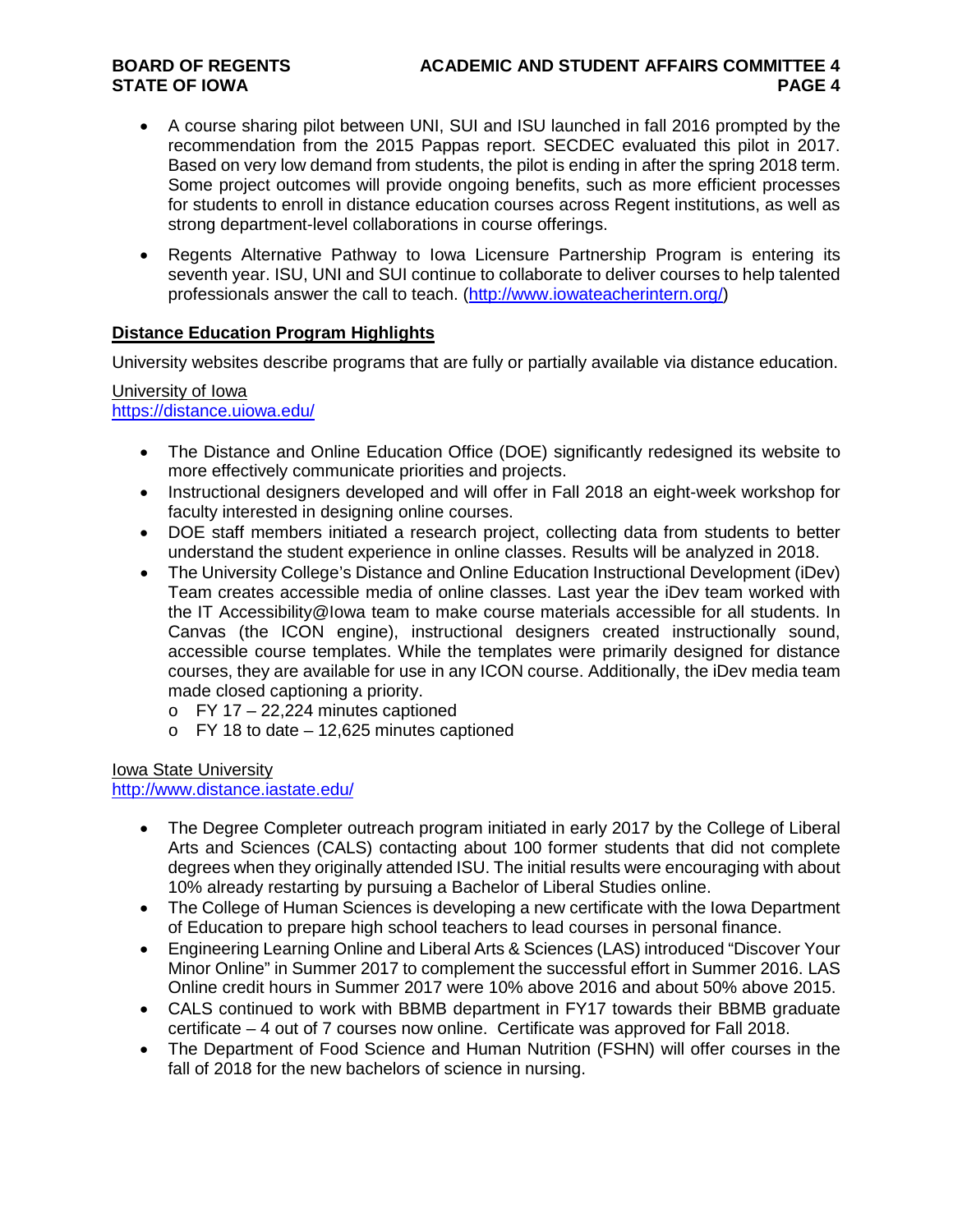- A course sharing pilot between UNI, SUI and ISU launched in fall 2016 prompted by the recommendation from the 2015 Pappas report. SECDEC evaluated this pilot in 2017. Based on very low demand from students, the pilot is ending in after the spring 2018 term. Some project outcomes will provide ongoing benefits, such as more efficient processes for students to enroll in distance education courses across Regent institutions, as well as strong department-level collaborations in course offerings.
- Regents Alternative Pathway to Iowa Licensure Partnership Program is entering its seventh year. ISU, UNI and SUI continue to collaborate to deliver courses to help talented professionals answer the call to teach. (http://www.iowateacherintern.org/)

## Distance Education Program Highlights

University websites describe programs that are fully or partially available via distance education.

University of Iowa
https://distance.uiowa.edu/

- The Distance and Online Education Office (DOE) significantly redesigned its website to more effectively communicate priorities and projects.
- Instructional designers developed and will offer in Fall 2018 an eight-week workshop for faculty interested in designing online courses.
- DOE staff members initiated a research project, collecting data from students to better understand the student experience in online classes. Results will be analyzed in 2018.
- The University College's Distance and Online Education Instructional Development (iDev) Team creates accessible media of online classes. Last year the iDev team worked with the IT Accessibility@Iowa team to make course materials accessible for all students. In Canvas (the ICON engine), instructional designers created instructionally sound, accessible course templates. While the templates were primarily designed for distance courses, they are available for use in any ICON course. Additionally, the iDev media team made closed captioning a priority.
  - FY 17 – 22,224 minutes captioned
  - FY 18 to date – 12,625 minutes captioned

Iowa State University
http://www.distance.iastate.edu/

- The Degree Completer outreach program initiated in early 2017 by the College of Liberal Arts and Sciences (CALS) contacting about 100 former students that did not complete degrees when they originally attended ISU. The initial results were encouraging with about 10% already restarting by pursuing a Bachelor of Liberal Studies online.
- The College of Human Sciences is developing a new certificate with the Iowa Department of Education to prepare high school teachers to lead courses in personal finance.
- Engineering Learning Online and Liberal Arts & Sciences (LAS) introduced "Discover Your Minor Online" in Summer 2017 to complement the successful effort in Summer 2016. LAS Online credit hours in Summer 2017 were 10% above 2016 and about 50% above 2015.
- CALS continued to work with BBMB department in FY17 towards their BBMB graduate certificate – 4 out of 7 courses now online. Certificate was approved for Fall 2018.
- The Department of Food Science and Human Nutrition (FSHN) will offer courses in the fall of 2018 for the new bachelors of science in nursing.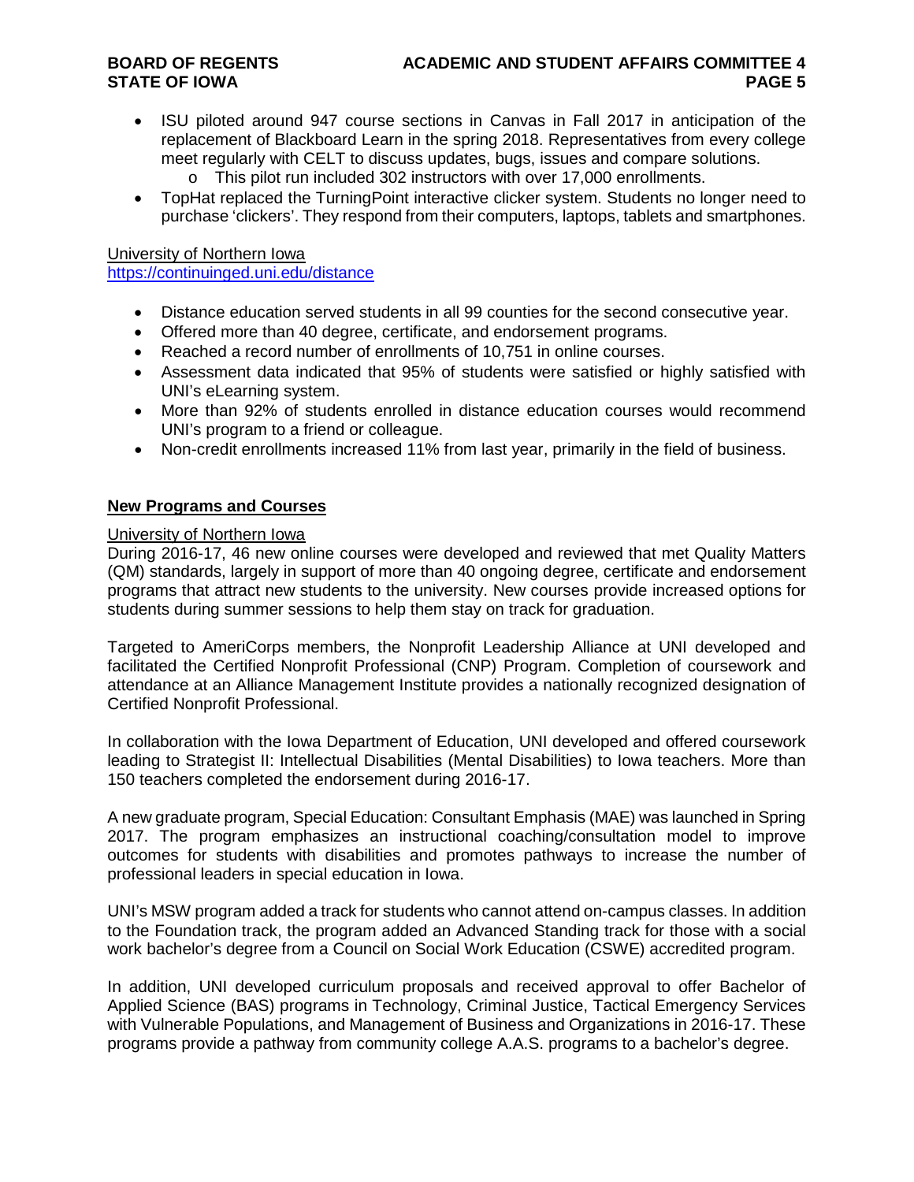- ISU piloted around 947 course sections in Canvas in Fall 2017 in anticipation of the replacement of Blackboard Learn in the spring 2018. Representatives from every college meet regularly with CELT to discuss updates, bugs, issues and compare solutions.
    - This pilot run included 302 instructors with over 17,000 enrollments.
- TopHat replaced the TurningPoint interactive clicker system. Students no longer need to purchase 'clickers'. They respond from their computers, laptops, tablets and smartphones.

University of Northern Iowa
https://continuinged.uni.edu/distance

- Distance education served students in all 99 counties for the second consecutive year.
- Offered more than 40 degree, certificate, and endorsement programs.
- Reached a record number of enrollments of 10,751 in online courses.
- Assessment data indicated that 95% of students were satisfied or highly satisfied with UNI's eLearning system.
- More than 92% of students enrolled in distance education courses would recommend UNI's program to a friend or colleague.
- Non-credit enrollments increased 11% from last year, primarily in the field of business.

## New Programs and Courses

University of Northern Iowa

During 2016-17, 46 new online courses were developed and reviewed that met Quality Matters (QM) standards, largely in support of more than 40 ongoing degree, certificate and endorsement programs that attract new students to the university. New courses provide increased options for students during summer sessions to help them stay on track for graduation.

Targeted to AmeriCorps members, the Nonprofit Leadership Alliance at UNI developed and facilitated the Certified Nonprofit Professional (CNP) Program. Completion of coursework and attendance at an Alliance Management Institute provides a nationally recognized designation of Certified Nonprofit Professional.

In collaboration with the Iowa Department of Education, UNI developed and offered coursework leading to Strategist II: Intellectual Disabilities (Mental Disabilities) to Iowa teachers. More than 150 teachers completed the endorsement during 2016-17.

A new graduate program, Special Education: Consultant Emphasis (MAE) was launched in Spring 2017. The program emphasizes an instructional coaching/consultation model to improve outcomes for students with disabilities and promotes pathways to increase the number of professional leaders in special education in Iowa.

UNI's MSW program added a track for students who cannot attend on-campus classes. In addition to the Foundation track, the program added an Advanced Standing track for those with a social work bachelor's degree from a Council on Social Work Education (CSWE) accredited program.

In addition, UNI developed curriculum proposals and received approval to offer Bachelor of Applied Science (BAS) programs in Technology, Criminal Justice, Tactical Emergency Services with Vulnerable Populations, and Management of Business and Organizations in 2016-17. These programs provide a pathway from community college A.A.S. programs to a bachelor's degree.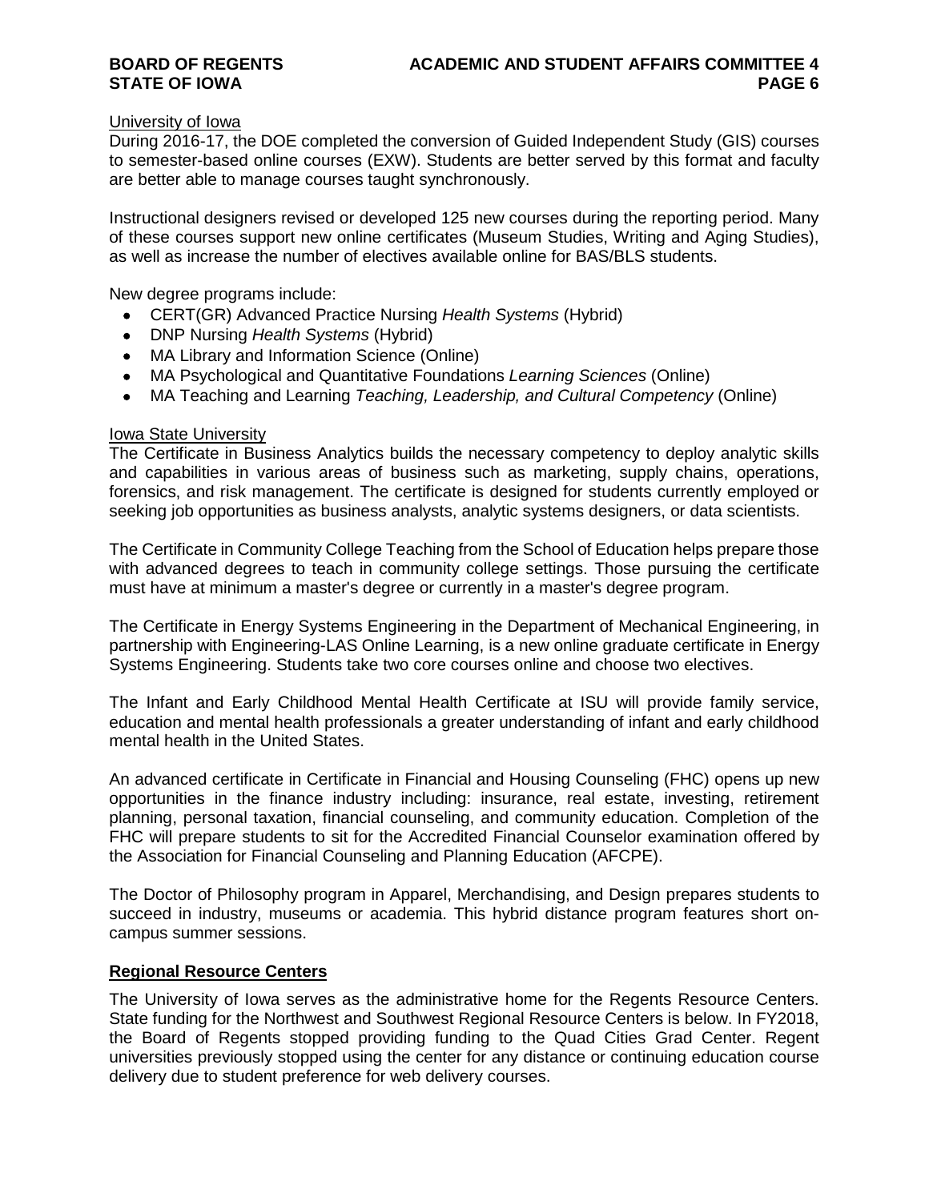University of Iowa

During 2016-17, the DOE completed the conversion of Guided Independent Study (GIS) courses to semester-based online courses (EXW). Students are better served by this format and faculty are better able to manage courses taught synchronously.

Instructional designers revised or developed 125 new courses during the reporting period. Many of these courses support new online certificates (Museum Studies, Writing and Aging Studies), as well as increase the number of electives available online for BAS/BLS students.

New degree programs include:

- CERT(GR) Advanced Practice Nursing *Health Systems* (Hybrid)
- DNP Nursing *Health Systems* (Hybrid)
- MA Library and Information Science (Online)
- MA Psychological and Quantitative Foundations *Learning Sciences* (Online)
- MA Teaching and Learning *Teaching, Leadership, and Cultural Competency* (Online)

Iowa State University

The Certificate in Business Analytics builds the necessary competency to deploy analytic skills and capabilities in various areas of business such as marketing, supply chains, operations, forensics, and risk management. The certificate is designed for students currently employed or seeking job opportunities as business analysts, analytic systems designers, or data scientists.

The Certificate in Community College Teaching from the School of Education helps prepare those with advanced degrees to teach in community college settings. Those pursuing the certificate must have at minimum a master's degree or currently in a master's degree program.

The Certificate in Energy Systems Engineering in the Department of Mechanical Engineering, in partnership with Engineering-LAS Online Learning, is a new online graduate certificate in Energy Systems Engineering. Students take two core courses online and choose two electives.

The Infant and Early Childhood Mental Health Certificate at ISU will provide family service, education and mental health professionals a greater understanding of infant and early childhood mental health in the United States.

An advanced certificate in Certificate in Financial and Housing Counseling (FHC) opens up new opportunities in the finance industry including: insurance, real estate, investing, retirement planning, personal taxation, financial counseling, and community education. Completion of the FHC will prepare students to sit for the Accredited Financial Counselor examination offered by the Association for Financial Counseling and Planning Education (AFCPE).

The Doctor of Philosophy program in Apparel, Merchandising, and Design prepares students to succeed in industry, museums or academia. This hybrid distance program features short on-campus summer sessions.

## Regional Resource Centers

The University of Iowa serves as the administrative home for the Regents Resource Centers. State funding for the Northwest and Southwest Regional Resource Centers is below. In FY2018, the Board of Regents stopped providing funding to the Quad Cities Grad Center. Regent universities previously stopped using the center for any distance or continuing education course delivery due to student preference for web delivery courses.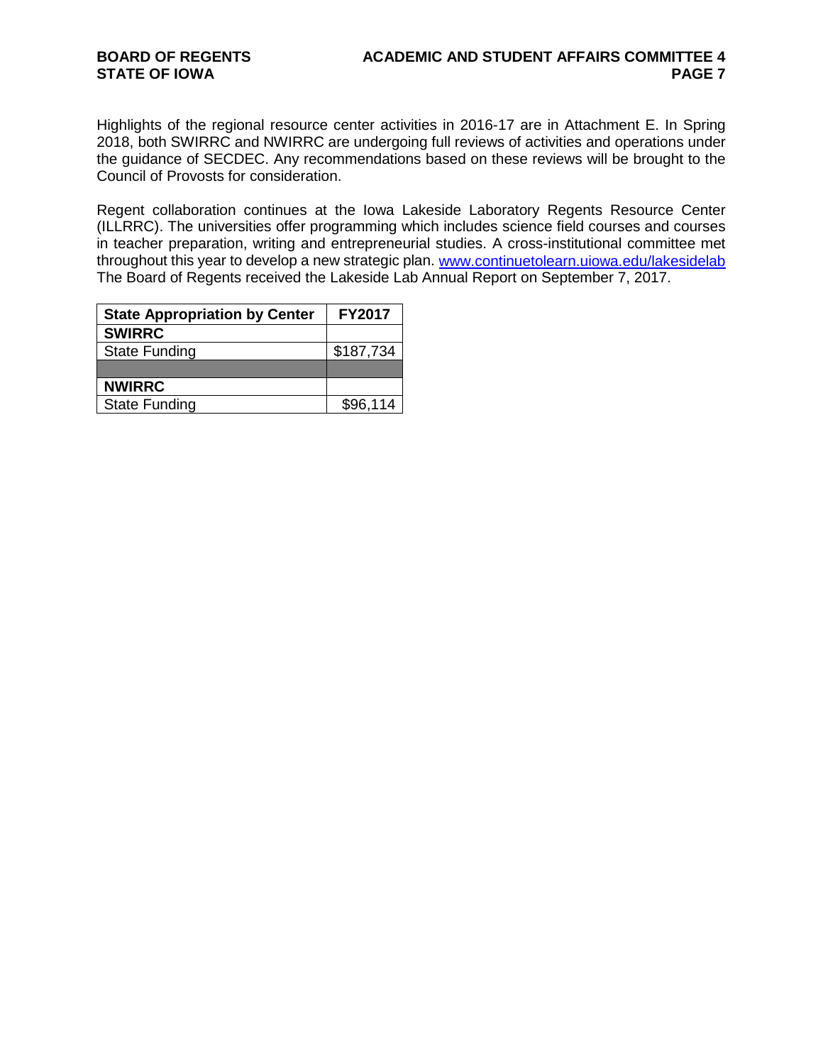Highlights of the regional resource center activities in 2016-17 are in Attachment E. In Spring 2018, both SWIRRC and NWIRRC are undergoing full reviews of activities and operations under the guidance of SECDEC. Any recommendations based on these reviews will be brought to the Council of Provosts for consideration.

Regent collaboration continues at the Iowa Lakeside Laboratory Regents Resource Center (ILLRRC). The universities offer programming which includes science field courses and courses in teacher preparation, writing and entrepreneurial studies. A cross-institutional committee met throughout this year to develop a new strategic plan. [www.continuetolearn.uiowa.edu/lakesidelab](www.continuetolearn.uiowa.edu/lakesidelab) The Board of Regents received the Lakeside Lab Annual Report on September 7, 2017.

| State Appropriation by Center | FY2017 |
|---|---|
| **SWIRRC** | |
| State Funding | $187,734 |
| | |
| **NWIRRC** | |
| State Funding | $96,114 |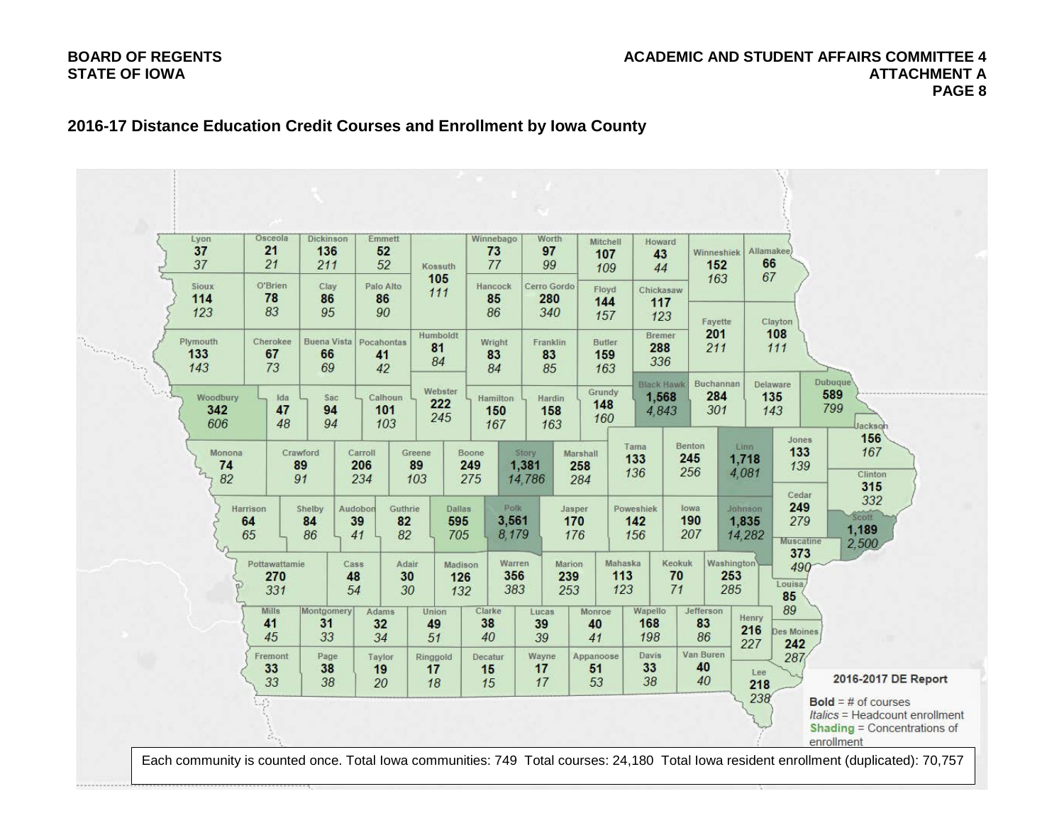## 2016-17 Distance Education Credit Courses and Enrollment by Iowa County

| County | # of courses | Headcount enrollment |
|---|---|---|
| Lyon | 37 | 37 |
| Osceola | 21 | 21 |
| Dickinson | 136 | 211 |
| Emmett | 52 | 52 |
| Kossuth | 105 | 111 |
| Winnebago | 73 | 77 |
| Worth | 97 | 99 |
| Mitchell | 107 | 109 |
| Howard | 43 | 44 |
| Winneshiek | 152 | 163 |
| Allamakee | 66 | 67 |
| Sioux | 114 | 123 |
| O'Brien | 78 | 83 |
| Clay | 86 | 95 |
| Palo Alto | 86 | 90 |
| Hancock | 85 | 86 |
| Cerro Gordo | 280 | 340 |
| Floyd | 144 | 157 |
| Chickasaw | 117 | 123 |
| Fayette | 201 | 211 |
| Clayton | 108 | 111 |
| Plymouth | 133 | 143 |
| Cherokee | 67 | 73 |
| Buena Vista | 66 | 69 |
| Pocahontas | 41 | 42 |
| Humboldt | 81 | 84 |
| Wright | 83 | 84 |
| Franklin | 83 | 85 |
| Butler | 159 | 163 |
| Bremer | 288 | 336 |
| Woodbury | 342 | 606 |
| Ida | 47 | 48 |
| Sac | 94 | 94 |
| Calhoun | 101 | 103 |
| Webster | 222 | 245 |
| Hamilton | 150 | 167 |
| Hardin | 158 | 163 |
| Grundy | 148 | 160 |
| Black Hawk | 1,568 | 4,843 |
| Buchanan | 284 | 301 |
| Delaware | 135 | 143 |
| Dubuque | 589 | 799 |
| Jackson | 156 | 167 |
| Monona | 74 | 82 |
| Crawford | 89 | 91 |
| Carroll | 206 | 234 |
| Greene | 89 | 103 |
| Boone | 249 | 275 |
| Story | 1,381 | 14,786 |
| Marshall | 258 | 284 |
| Tama | 133 | 136 |
| Benton | 245 | 256 |
| Linn | 1,718 | 4,081 |
| Jones | 133 | 139 |
| Clinton | 315 | 332 |
| Harrison | 64 | 65 |
| Shelby | 84 | 86 |
| Audubon | 39 | 41 |
| Guthrie | 82 | 82 |
| Dallas | 595 | 705 |
| Polk | 3,561 | 8,179 |
| Jasper | 170 | 176 |
| Poweshiek | 142 | 156 |
| Iowa | 190 | 207 |
| Johnson | 1,835 | 14,282 |
| Cedar | 249 | 279 |
| Scott | 1,189 | 2,500 |
| Muscatine | 373 | 490 |
| Pottawattamie | 270 | 331 |
| Cass | 48 | 54 |
| Adair | 30 | 30 |
| Madison | 126 | 132 |
| Warren | 356 | 383 |
| Marion | 239 | 253 |
| Mahaska | 113 | 123 |
| Keokuk | 70 | 71 |
| Washington | 253 | 285 |
| Louisa | 85 | 89 |
| Mills | 41 | 45 |
| Montgomery | 31 | 33 |
| Adams | 32 | 34 |
| Union | 49 | 51 |
| Clarke | 38 | 40 |
| Lucas | 39 | 39 |
| Monroe | 40 | 41 |
| Wapello | 168 | 198 |
| Jefferson | 83 | 86 |
| Henry | 216 | 227 |
| Des Moines | 242 | 287 |
| Fremont | 33 | 33 |
| Page | 38 | 38 |
| Taylor | 19 | 20 |
| Ringgold | 17 | 18 |
| Decatur | 15 | 15 |
| Wayne | 17 | 17 |
| Appanoose | 51 | 53 |
| Davis | 33 | 38 |
| Van Buren | 40 | 40 |
| Lee | 218 | 238 |

**2016-2017 DE Report**

**Bold** = # of courses
*Italics* = Headcount enrollment
Shading = Concentrations of enrollment

Each community is counted once. Total Iowa communities: 749 Total courses: 24,180 Total Iowa resident enrollment (duplicated): 70,757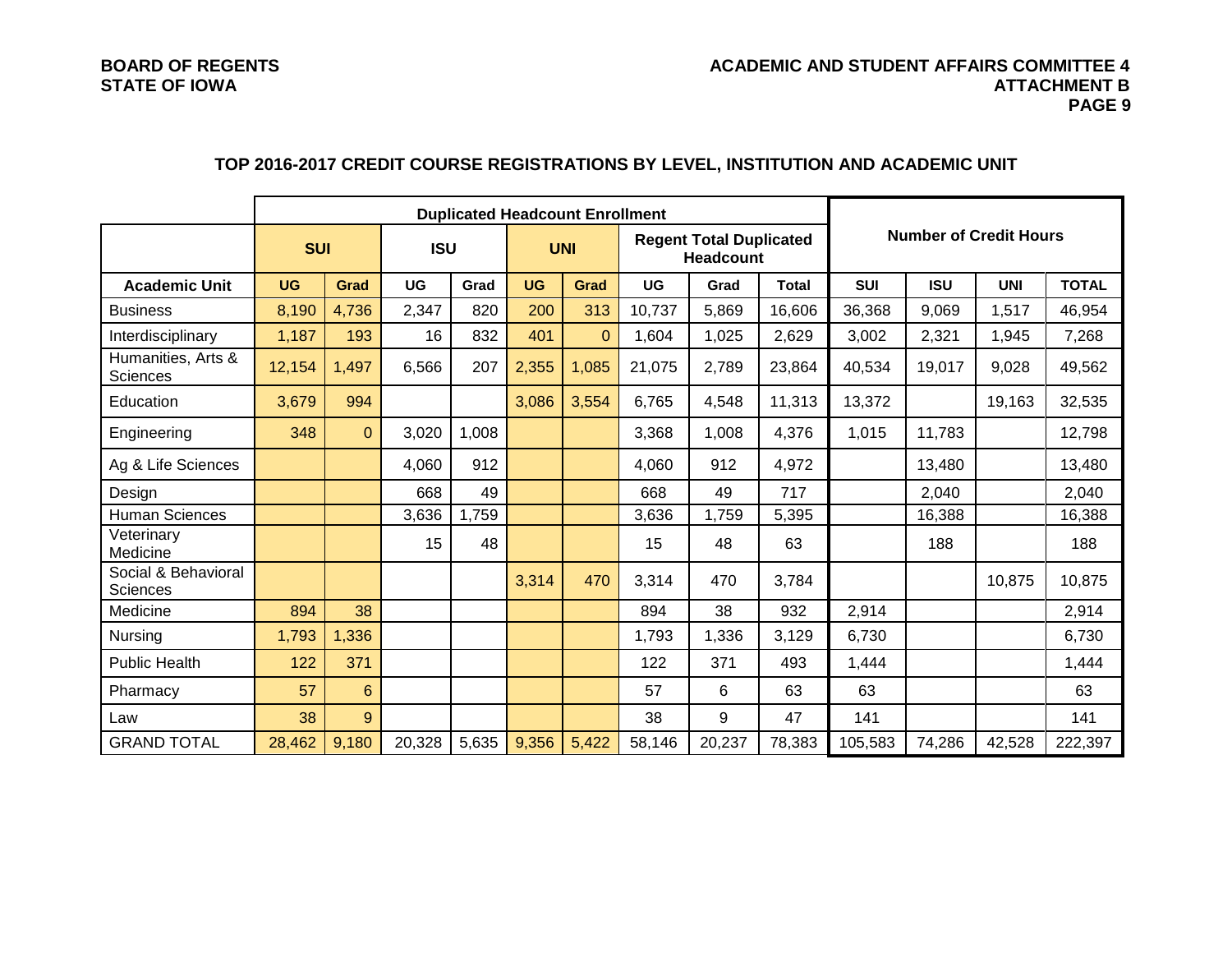## TOP 2016-2017 CREDIT COURSE REGISTRATIONS BY LEVEL, INSTITUTION AND ACADEMIC UNIT

| | Duplicated Headcount Enrollment | | | | | | | | | Number of Credit Hours | | | |
|---|---|---|---|---|---|---|---|---|---|---|---|---|---|
| | SUI | | ISU | | UNI | | Regent Total Duplicated Headcount | | | | | | |
| Academic Unit | UG | Grad | UG | Grad | UG | Grad | UG | Grad | Total | SUI | ISU | UNI | TOTAL |
| Business | 8,190 | 4,736 | 2,347 | 820 | 200 | 313 | 10,737 | 5,869 | 16,606 | 36,368 | 9,069 | 1,517 | 46,954 |
| Interdisciplinary | 1,187 | 193 | 16 | 832 | 401 | 0 | 1,604 | 1,025 | 2,629 | 3,002 | 2,321 | 1,945 | 7,268 |
| Humanities, Arts & Sciences | 12,154 | 1,497 | 6,566 | 207 | 2,355 | 1,085 | 21,075 | 2,789 | 23,864 | 40,534 | 19,017 | 9,028 | 49,562 |
| Education | 3,679 | 994 | | | 3,086 | 3,554 | 6,765 | 4,548 | 11,313 | 13,372 | | 19,163 | 32,535 |
| Engineering | 348 | 0 | 3,020 | 1,008 | | | 3,368 | 1,008 | 4,376 | 1,015 | 11,783 | | 12,798 |
| Ag & Life Sciences | | | 4,060 | 912 | | | 4,060 | 912 | 4,972 | | 13,480 | | 13,480 |
| Design | | | 668 | 49 | | | 668 | 49 | 717 | | 2,040 | | 2,040 |
| Human Sciences | | | 3,636 | 1,759 | | | 3,636 | 1,759 | 5,395 | | 16,388 | | 16,388 |
| Veterinary Medicine | | | 15 | 48 | | | 15 | 48 | 63 | | 188 | | 188 |
| Social & Behavioral Sciences | | | | | 3,314 | 470 | 3,314 | 470 | 3,784 | | | 10,875 | 10,875 |
| Medicine | 894 | 38 | | | | | 894 | 38 | 932 | 2,914 | | | 2,914 |
| Nursing | 1,793 | 1,336 | | | | | 1,793 | 1,336 | 3,129 | 6,730 | | | 6,730 |
| Public Health | 122 | 371 | | | | | 122 | 371 | 493 | 1,444 | | | 1,444 |
| Pharmacy | 57 | 6 | | | | | 57 | 6 | 63 | 63 | | | 63 |
| Law | 38 | 9 | | | | | 38 | 9 | 47 | 141 | | | 141 |
| GRAND TOTAL | 28,462 | 9,180 | 20,328 | 5,635 | 9,356 | 5,422 | 58,146 | 20,237 | 78,383 | 105,583 | 74,286 | 42,528 | 222,397 |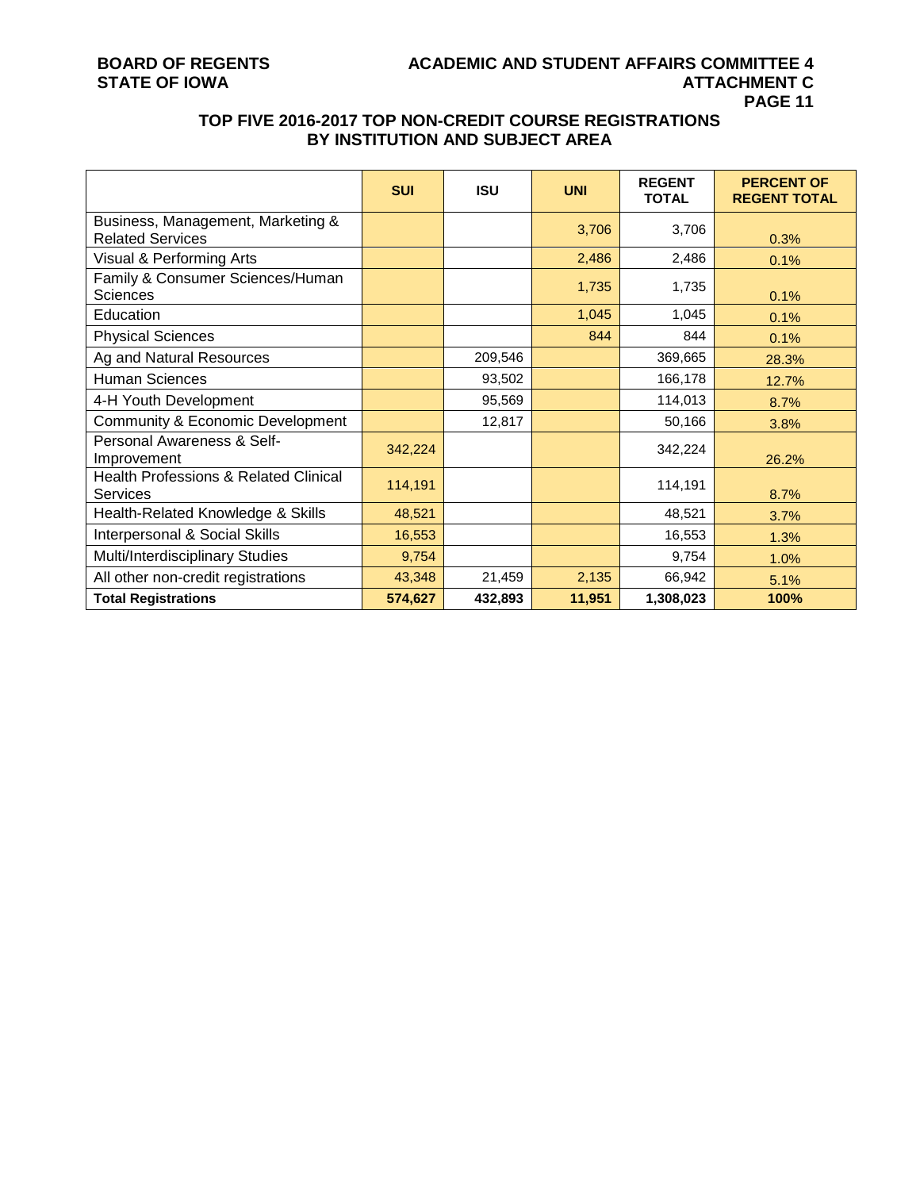## TOP FIVE 2016-2017 TOP NON-CREDIT COURSE REGISTRATIONS BY INSTITUTION AND SUBJECT AREA

| | SUI | ISU | UNI | REGENT TOTAL | PERCENT OF REGENT TOTAL |
|---|---|---|---|---|---|
| Business, Management, Marketing & Related Services | | | 3,706 | 3,706 | 0.3% |
| Visual & Performing Arts | | | 2,486 | 2,486 | 0.1% |
| Family & Consumer Sciences/Human Sciences | | | 1,735 | 1,735 | 0.1% |
| Education | | | 1,045 | 1,045 | 0.1% |
| Physical Sciences | | | 844 | 844 | 0.1% |
| Ag and Natural Resources | | 209,546 | | 369,665 | 28.3% |
| Human Sciences | | 93,502 | | 166,178 | 12.7% |
| 4-H Youth Development | | 95,569 | | 114,013 | 8.7% |
| Community & Economic Development | | 12,817 | | 50,166 | 3.8% |
| Personal Awareness & Self-Improvement | 342,224 | | | 342,224 | 26.2% |
| Health Professions & Related Clinical Services | 114,191 | | | 114,191 | 8.7% |
| Health-Related Knowledge & Skills | 48,521 | | | 48,521 | 3.7% |
| Interpersonal & Social Skills | 16,553 | | | 16,553 | 1.3% |
| Multi/Interdisciplinary Studies | 9,754 | | | 9,754 | 1.0% |
| All other non-credit registrations | 43,348 | 21,459 | 2,135 | 66,942 | 5.1% |
| **Total Registrations** | **574,627** | **432,893** | **11,951** | **1,308,023** | **100%** |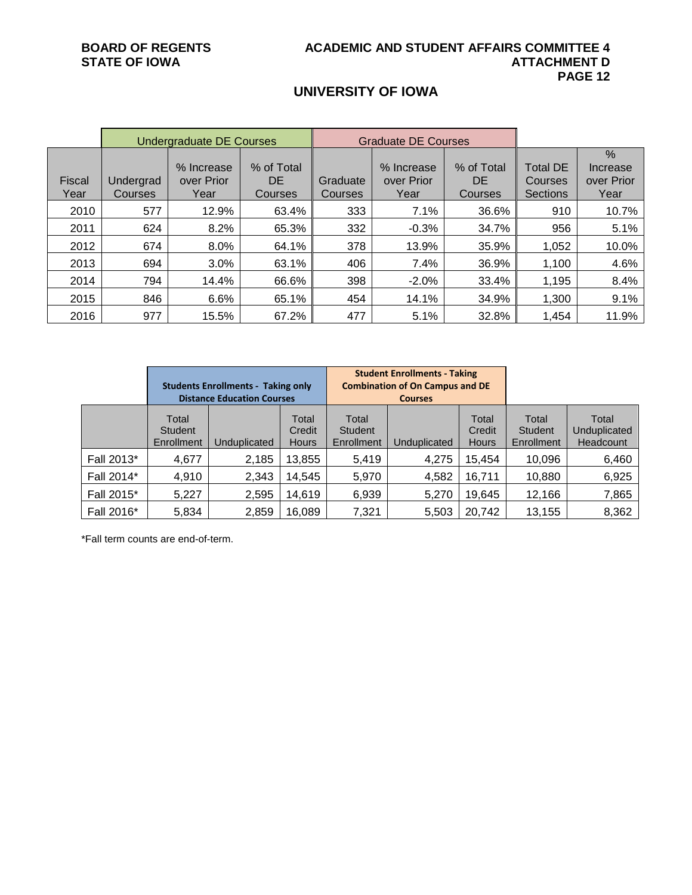## UNIVERSITY OF IOWA

| | Undergraduate DE Courses | | | Graduate DE Courses | | | | |
|---|---|---|---|---|---|---|---|---|
| Fiscal Year | Undergrad Courses | % Increase over Prior Year | % of Total DE Courses | Graduate Courses | % Increase over Prior Year | % of Total DE Courses | Total DE Courses Sections | % Increase over Prior Year |
| 2010 | 577 | 12.9% | 63.4% | 333 | 7.1% | 36.6% | 910 | 10.7% |
| 2011 | 624 | 8.2% | 65.3% | 332 | -0.3% | 34.7% | 956 | 5.1% |
| 2012 | 674 | 8.0% | 64.1% | 378 | 13.9% | 35.9% | 1,052 | 10.0% |
| 2013 | 694 | 3.0% | 63.1% | 406 | 7.4% | 36.9% | 1,100 | 4.6% |
| 2014 | 794 | 14.4% | 66.6% | 398 | -2.0% | 33.4% | 1,195 | 8.4% |
| 2015 | 846 | 6.6% | 65.1% | 454 | 14.1% | 34.9% | 1,300 | 9.1% |
| 2016 | 977 | 15.5% | 67.2% | 477 | 5.1% | 32.8% | 1,454 | 11.9% |

| | **Students Enrollments - Taking only Distance Education Courses** | | | **Student Enrollments - Taking Combination of On Campus and DE Courses** | | | | |
|---|---|---|---|---|---|---|---|---|
| | Total Student Enrollment | Unduplicated | Total Credit Hours | Total Student Enrollment | Unduplicated | Total Credit Hours | Total Student Enrollment | Total Unduplicated Headcount |
| Fall 2013* | 4,677 | 2,185 | 13,855 | 5,419 | 4,275 | 15,454 | 10,096 | 6,460 |
| Fall 2014* | 4,910 | 2,343 | 14,545 | 5,970 | 4,582 | 16,711 | 10,880 | 6,925 |
| Fall 2015* | 5,227 | 2,595 | 14,619 | 6,939 | 5,270 | 19,645 | 12,166 | 7,865 |
| Fall 2016* | 5,834 | 2,859 | 16,089 | 7,321 | 5,503 | 20,742 | 13,155 | 8,362 |

*Fall term counts are end-of-term.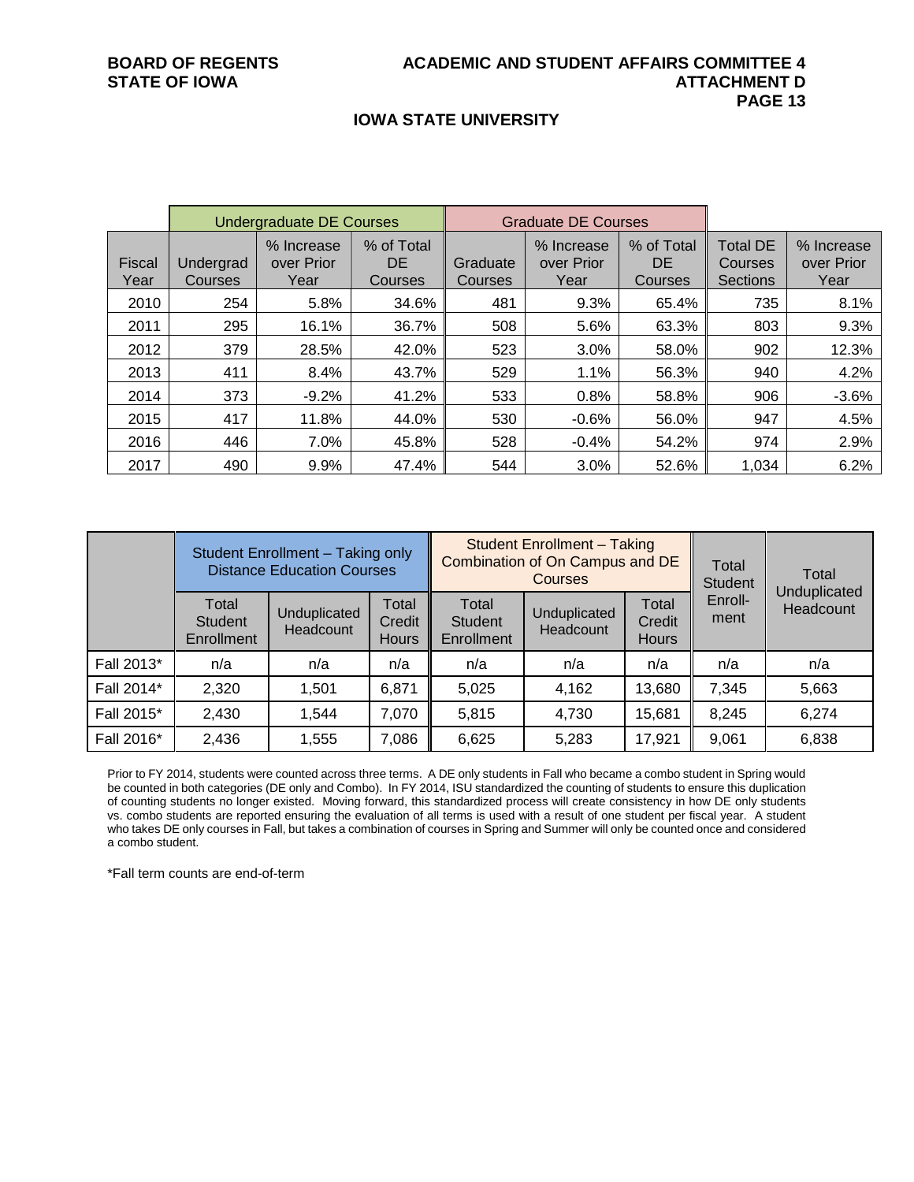## IOWA STATE UNIVERSITY

| | Undergraduate DE Courses | | | Graduate DE Courses | | | | |
|---|---|---|---|---|---|---|---|---|
| Fiscal Year | Undergrad Courses | % Increase over Prior Year | % of Total DE Courses | Graduate Courses | % Increase over Prior Year | % of Total DE Courses | Total DE Courses Sections | % Increase over Prior Year |
| 2010 | 254 | 5.8% | 34.6% | 481 | 9.3% | 65.4% | 735 | 8.1% |
| 2011 | 295 | 16.1% | 36.7% | 508 | 5.6% | 63.3% | 803 | 9.3% |
| 2012 | 379 | 28.5% | 42.0% | 523 | 3.0% | 58.0% | 902 | 12.3% |
| 2013 | 411 | 8.4% | 43.7% | 529 | 1.1% | 56.3% | 940 | 4.2% |
| 2014 | 373 | -9.2% | 41.2% | 533 | 0.8% | 58.8% | 906 | -3.6% |
| 2015 | 417 | 11.8% | 44.0% | 530 | -0.6% | 56.0% | 947 | 4.5% |
| 2016 | 446 | 7.0% | 45.8% | 528 | -0.4% | 54.2% | 974 | 2.9% |
| 2017 | 490 | 9.9% | 47.4% | 544 | 3.0% | 52.6% | 1,034 | 6.2% |

| | Student Enrollment – Taking only Distance Education Courses | | | Student Enrollment – Taking Combination of On Campus and DE Courses | | | Total Student Enroll-ment | Total Unduplicated Headcount |
|---|---|---|---|---|---|---|---|---|
| | Total Student Enrollment | Unduplicated Headcount | Total Credit Hours | Total Student Enrollment | Unduplicated Headcount | Total Credit Hours | | |
| Fall 2013* | n/a | n/a | n/a | n/a | n/a | n/a | n/a | n/a |
| Fall 2014* | 2,320 | 1,501 | 6,871 | 5,025 | 4,162 | 13,680 | 7,345 | 5,663 |
| Fall 2015* | 2,430 | 1,544 | 7,070 | 5,815 | 4,730 | 15,681 | 8,245 | 6,274 |
| Fall 2016* | 2,436 | 1,555 | 7,086 | 6,625 | 5,283 | 17,921 | 9,061 | 6,838 |

Prior to FY 2014, students were counted across three terms. A DE only students in Fall who became a combo student in Spring would be counted in both categories (DE only and Combo). In FY 2014, ISU standardized the counting of students to ensure this duplication of counting students no longer existed. Moving forward, this standardized process will create consistency in how DE only students vs. combo students are reported ensuring the evaluation of all terms is used with a result of one student per fiscal year. A student who takes DE only courses in Fall, but takes a combination of courses in Spring and Summer will only be counted once and considered a combo student.

*Fall term counts are end-of-term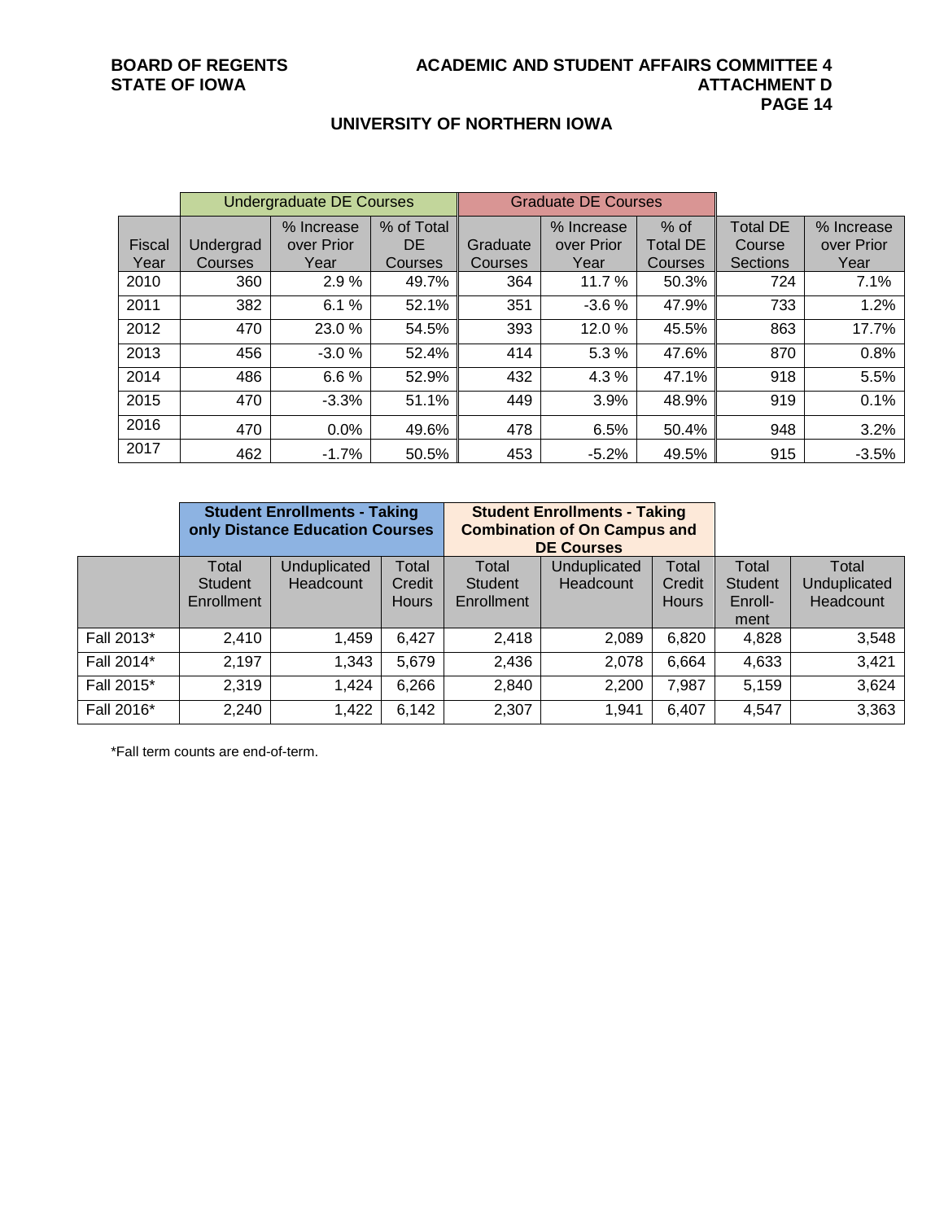## UNIVERSITY OF NORTHERN IOWA

| | Undergraduate DE Courses | | | Graduate DE Courses | | | | |
|---|---|---|---|---|---|---|---|---|
| Fiscal Year | Undergrad Courses | % Increase over Prior Year | % of Total DE Courses | Graduate Courses | % Increase over Prior Year | % of Total DE Courses | Total DE Course Sections | % Increase over Prior Year |
| 2010 | 360 | 2.9 % | 49.7% | 364 | 11.7 % | 50.3% | 724 | 7.1% |
| 2011 | 382 | 6.1 % | 52.1% | 351 | -3.6 % | 47.9% | 733 | 1.2% |
| 2012 | 470 | 23.0 % | 54.5% | 393 | 12.0 % | 45.5% | 863 | 17.7% |
| 2013 | 456 | -3.0 % | 52.4% | 414 | 5.3 % | 47.6% | 870 | 0.8% |
| 2014 | 486 | 6.6 % | 52.9% | 432 | 4.3 % | 47.1% | 918 | 5.5% |
| 2015 | 470 | -3.3% | 51.1% | 449 | 3.9% | 48.9% | 919 | 0.1% |
| 2016 | 470 | 0.0% | 49.6% | 478 | 6.5% | 50.4% | 948 | 3.2% |
| 2017 | 462 | -1.7% | 50.5% | 453 | -5.2% | 49.5% | 915 | -3.5% |

| | **Student Enrollments - Taking only Distance Education Courses** | | | **Student Enrollments - Taking Combination of On Campus and DE Courses** | | | | |
|---|---|---|---|---|---|---|---|---|
| | Total Student Enrollment | Unduplicated Headcount | Total Credit Hours | Total Student Enrollment | Unduplicated Headcount | Total Credit Hours | Total Student Enroll-ment | Total Unduplicated Headcount |
| Fall 2013* | 2,410 | 1,459 | 6,427 | 2,418 | 2,089 | 6,820 | 4,828 | 3,548 |
| Fall 2014* | 2,197 | 1,343 | 5,679 | 2,436 | 2,078 | 6,664 | 4,633 | 3,421 |
| Fall 2015* | 2,319 | 1,424 | 6,266 | 2,840 | 2,200 | 7,987 | 5,159 | 3,624 |
| Fall 2016* | 2,240 | 1,422 | 6,142 | 2,307 | 1,941 | 6,407 | 4,547 | 3,363 |

*Fall term counts are end-of-term.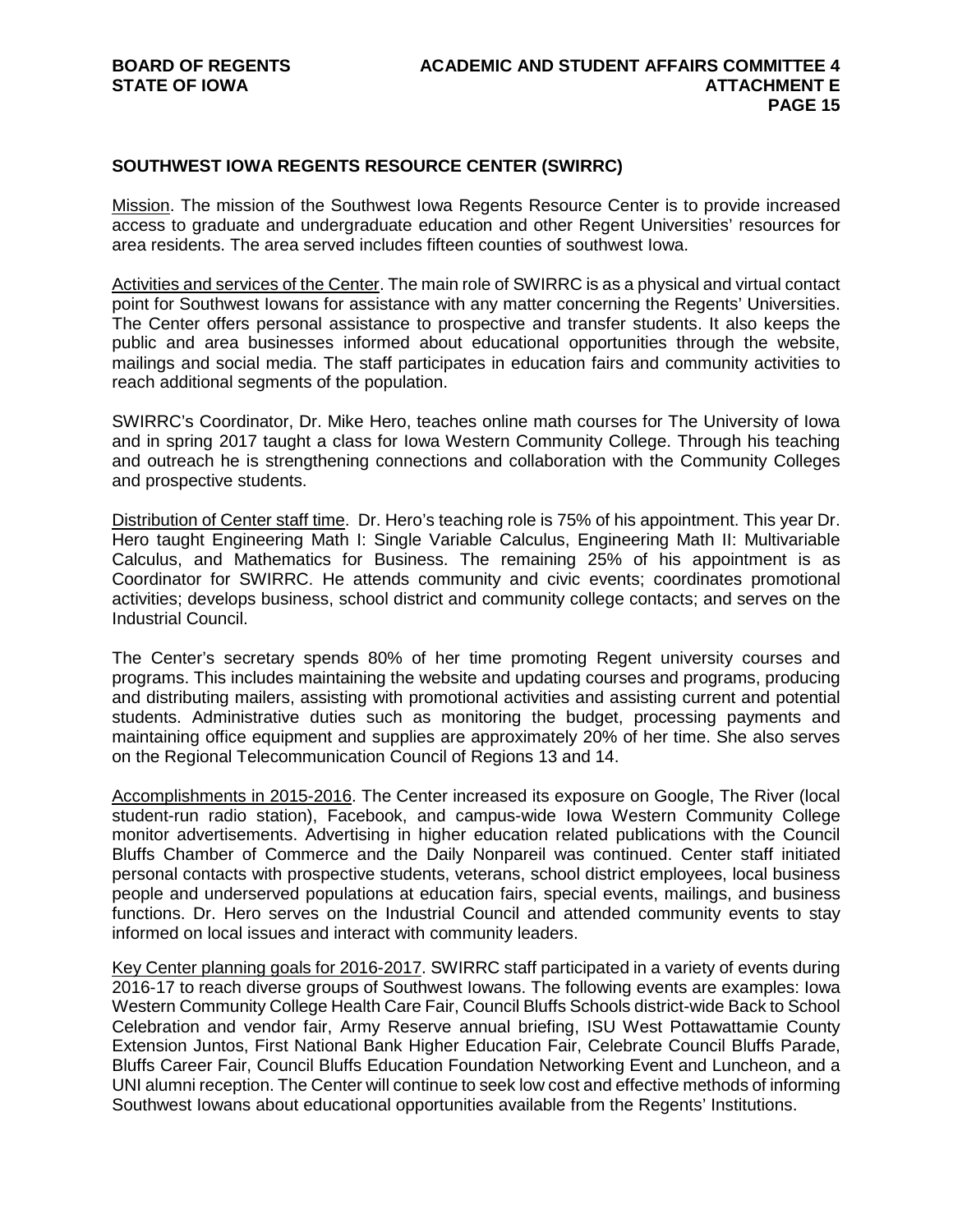## SOUTHWEST IOWA REGENTS RESOURCE CENTER (SWIRRC)

Mission. The mission of the Southwest Iowa Regents Resource Center is to provide increased access to graduate and undergraduate education and other Regent Universities' resources for area residents. The area served includes fifteen counties of southwest Iowa.

Activities and services of the Center. The main role of SWIRRC is as a physical and virtual contact point for Southwest Iowans for assistance with any matter concerning the Regents' Universities. The Center offers personal assistance to prospective and transfer students. It also keeps the public and area businesses informed about educational opportunities through the website, mailings and social media. The staff participates in education fairs and community activities to reach additional segments of the population.

SWIRRC's Coordinator, Dr. Mike Hero, teaches online math courses for The University of Iowa and in spring 2017 taught a class for Iowa Western Community College. Through his teaching and outreach he is strengthening connections and collaboration with the Community Colleges and prospective students.

Distribution of Center staff time. Dr. Hero's teaching role is 75% of his appointment. This year Dr. Hero taught Engineering Math I: Single Variable Calculus, Engineering Math II: Multivariable Calculus, and Mathematics for Business. The remaining 25% of his appointment is as Coordinator for SWIRRC. He attends community and civic events; coordinates promotional activities; develops business, school district and community college contacts; and serves on the Industrial Council.

The Center's secretary spends 80% of her time promoting Regent university courses and programs. This includes maintaining the website and updating courses and programs, producing and distributing mailers, assisting with promotional activities and assisting current and potential students. Administrative duties such as monitoring the budget, processing payments and maintaining office equipment and supplies are approximately 20% of her time. She also serves on the Regional Telecommunication Council of Regions 13 and 14.

Accomplishments in 2015-2016. The Center increased its exposure on Google, The River (local student-run radio station), Facebook, and campus-wide Iowa Western Community College monitor advertisements. Advertising in higher education related publications with the Council Bluffs Chamber of Commerce and the Daily Nonpareil was continued. Center staff initiated personal contacts with prospective students, veterans, school district employees, local business people and underserved populations at education fairs, special events, mailings, and business functions. Dr. Hero serves on the Industrial Council and attended community events to stay informed on local issues and interact with community leaders.

Key Center planning goals for 2016-2017. SWIRRC staff participated in a variety of events during 2016-17 to reach diverse groups of Southwest Iowans. The following events are examples: Iowa Western Community College Health Care Fair, Council Bluffs Schools district-wide Back to School Celebration and vendor fair, Army Reserve annual briefing, ISU West Pottawattamie County Extension Juntos, First National Bank Higher Education Fair, Celebrate Council Bluffs Parade, Bluffs Career Fair, Council Bluffs Education Foundation Networking Event and Luncheon, and a UNI alumni reception. The Center will continue to seek low cost and effective methods of informing Southwest Iowans about educational opportunities available from the Regents' Institutions.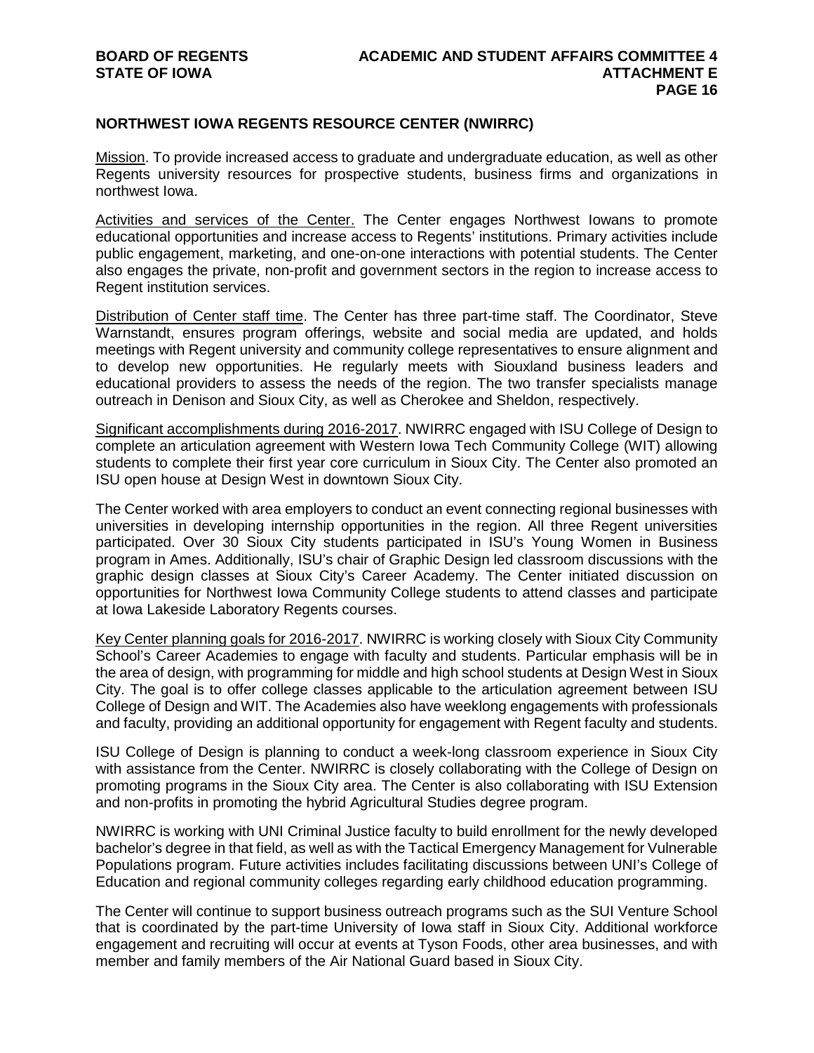## NORTHWEST IOWA REGENTS RESOURCE CENTER (NWIRRC)

Mission. To provide increased access to graduate and undergraduate education, as well as other Regents university resources for prospective students, business firms and organizations in northwest Iowa.

Activities and services of the Center. The Center engages Northwest Iowans to promote educational opportunities and increase access to Regents' institutions. Primary activities include public engagement, marketing, and one-on-one interactions with potential students. The Center also engages the private, non-profit and government sectors in the region to increase access to Regent institution services.

Distribution of Center staff time. The Center has three part-time staff. The Coordinator, Steve Warnstandt, ensures program offerings, website and social media are updated, and holds meetings with Regent university and community college representatives to ensure alignment and to develop new opportunities. He regularly meets with Siouxland business leaders and educational providers to assess the needs of the region. The two transfer specialists manage outreach in Denison and Sioux City, as well as Cherokee and Sheldon, respectively.

Significant accomplishments during 2016-2017. NWIRRC engaged with ISU College of Design to complete an articulation agreement with Western Iowa Tech Community College (WIT) allowing students to complete their first year core curriculum in Sioux City. The Center also promoted an ISU open house at Design West in downtown Sioux City.

The Center worked with area employers to conduct an event connecting regional businesses with universities in developing internship opportunities in the region. All three Regent universities participated. Over 30 Sioux City students participated in ISU's Young Women in Business program in Ames. Additionally, ISU's chair of Graphic Design led classroom discussions with the graphic design classes at Sioux City's Career Academy. The Center initiated discussion on opportunities for Northwest Iowa Community College students to attend classes and participate at Iowa Lakeside Laboratory Regents courses.

Key Center planning goals for 2016-2017. NWIRRC is working closely with Sioux City Community School's Career Academies to engage with faculty and students. Particular emphasis will be in the area of design, with programming for middle and high school students at Design West in Sioux City. The goal is to offer college classes applicable to the articulation agreement between ISU College of Design and WIT. The Academies also have weeklong engagements with professionals and faculty, providing an additional opportunity for engagement with Regent faculty and students.

ISU College of Design is planning to conduct a week-long classroom experience in Sioux City with assistance from the Center. NWIRRC is closely collaborating with the College of Design on promoting programs in the Sioux City area. The Center is also collaborating with ISU Extension and non-profits in promoting the hybrid Agricultural Studies degree program.

NWIRRC is working with UNI Criminal Justice faculty to build enrollment for the newly developed bachelor's degree in that field, as well as with the Tactical Emergency Management for Vulnerable Populations program. Future activities includes facilitating discussions between UNI's College of Education and regional community colleges regarding early childhood education programming.

The Center will continue to support business outreach programs such as the SUI Venture School that is coordinated by the part-time University of Iowa staff in Sioux City. Additional workforce engagement and recruiting will occur at events at Tyson Foods, other area businesses, and with member and family members of the Air National Guard based in Sioux City.